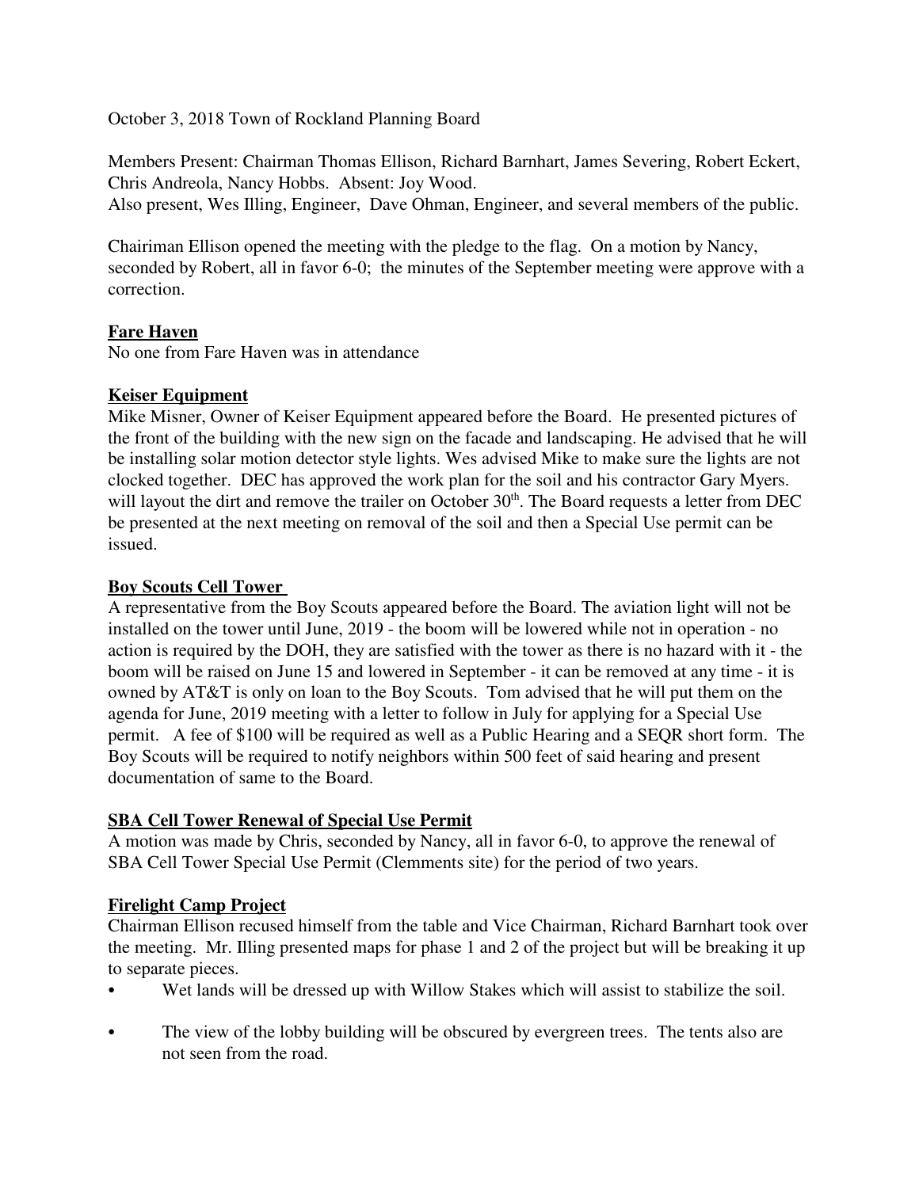October 3, 2018 Town of Rockland Planning Board

Members Present: Chairman Thomas Ellison, Richard Barnhart, James Severing, Robert Eckert, Chris Andreola, Nancy Hobbs. Absent: Joy Wood.
Also present, Wes Illing, Engineer, Dave Ohman, Engineer, and several members of the public.

Chairiman Ellison opened the meeting with the pledge to the flag. On a motion by Nancy, seconded by Robert, all in favor 6-0; the minutes of the September meeting were approve with a correction.

**<u>Fare Haven</u>**
No one from Fare Haven was in attendance

**<u>Keiser Equipment</u>**
Mike Misner, Owner of Keiser Equipment appeared before the Board. He presented pictures of the front of the building with the new sign on the facade and landscaping. He advised that he will be installing solar motion detector style lights. Wes advised Mike to make sure the lights are not clocked together. DEC has approved the work plan for the soil and his contractor Gary Myers. will layout the dirt and remove the trailer on October 30th. The Board requests a letter from DEC be presented at the next meeting on removal of the soil and then a Special Use permit can be issued.

**<u>Boy Scouts Cell Tower</u>**
A representative from the Boy Scouts appeared before the Board. The aviation light will not be installed on the tower until June, 2019 - the boom will be lowered while not in operation - no action is required by the DOH, they are satisfied with the tower as there is no hazard with it - the boom will be raised on June 15 and lowered in September - it can be removed at any time - it is owned by AT&T is only on loan to the Boy Scouts. Tom advised that he will put them on the agenda for June, 2019 meeting with a letter to follow in July for applying for a Special Use permit. A fee of $100 will be required as well as a Public Hearing and a SEQR short form. The Boy Scouts will be required to notify neighbors within 500 feet of said hearing and present documentation of same to the Board.

**<u>SBA Cell Tower Renewal of Special Use Permit</u>**
A motion was made by Chris, seconded by Nancy, all in favor 6-0, to approve the renewal of SBA Cell Tower Special Use Permit (Clemments site) for the period of two years.

**<u>Firelight Camp Project</u>**
Chairman Ellison recused himself from the table and Vice Chairman, Richard Barnhart took over the meeting. Mr. Illing presented maps for phase 1 and 2 of the project but will be breaking it up to separate pieces.

- Wet lands will be dressed up with Willow Stakes which will assist to stabilize the soil.
- The view of the lobby building will be obscured by evergreen trees. The tents also are not seen from the road.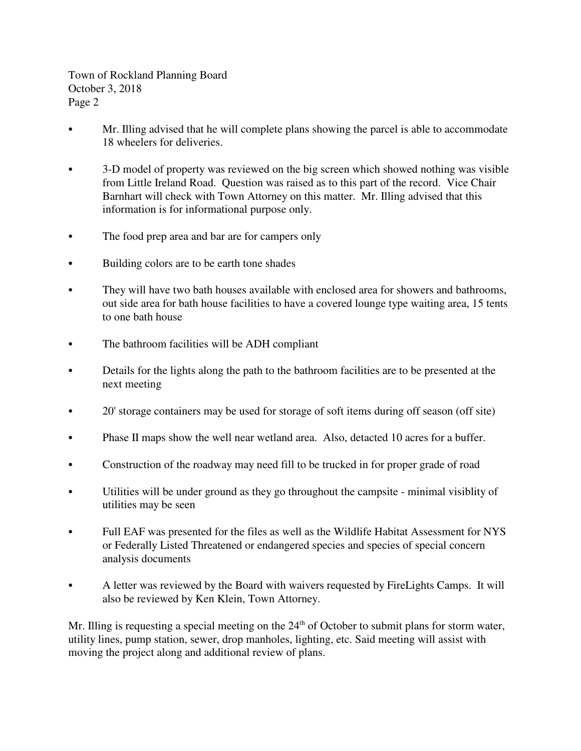- Mr. Illing advised that he will complete plans showing the parcel is able to accommodate 18 wheelers for deliveries.

- 3-D model of property was reviewed on the big screen which showed nothing was visible from Little Ireland Road. Question was raised as to this part of the record. Vice Chair Barnhart will check with Town Attorney on this matter. Mr. Illing advised that this information is for informational purpose only.

- The food prep area and bar are for campers only

- Building colors are to be earth tone shades

- They will have two bath houses available with enclosed area for showers and bathrooms, out side area for bath house facilities to have a covered lounge type waiting area, 15 tents to one bath house

- The bathroom facilities will be ADH compliant

- Details for the lights along the path to the bathroom facilities are to be presented at the next meeting

- 20' storage containers may be used for storage of soft items during off season (off site)

- Phase II maps show the well near wetland area. Also, detacted 10 acres for a buffer.

- Construction of the roadway may need fill to be trucked in for proper grade of road

- Utilities will be under ground as they go throughout the campsite - minimal visiblity of utilities may be seen

- Full EAF was presented for the files as well as the Wildlife Habitat Assessment for NYS or Federally Listed Threatened or endangered species and species of special concern analysis documents

- A letter was reviewed by the Board with waivers requested by FireLights Camps. It will also be reviewed by Ken Klein, Town Attorney.

Mr. Illing is requesting a special meeting on the 24th of October to submit plans for storm water, utility lines, pump station, sewer, drop manholes, lighting, etc. Said meeting will assist with moving the project along and additional review of plans.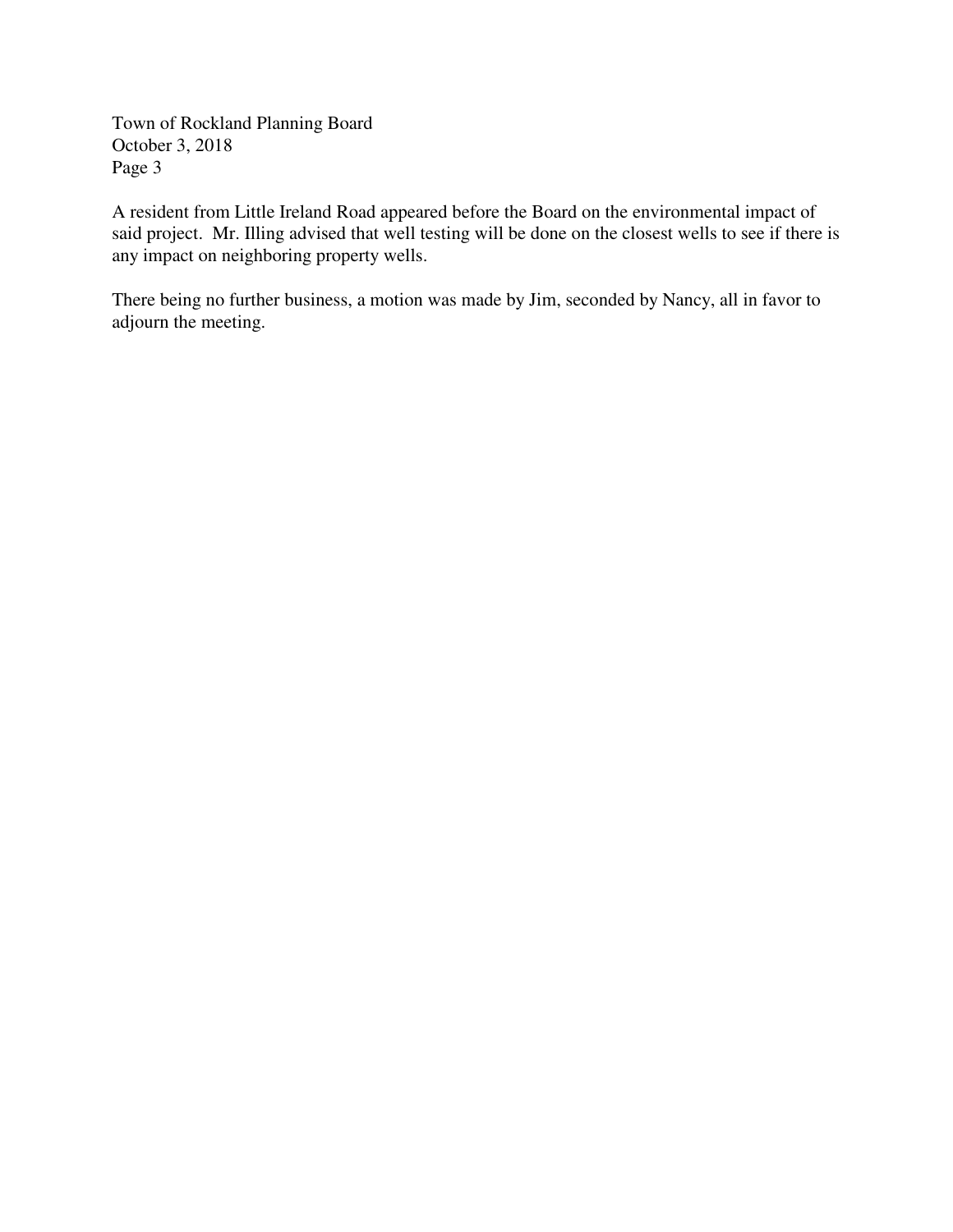A resident from Little Ireland Road appeared before the Board on the environmental impact of said project. Mr. Illing advised that well testing will be done on the closest wells to see if there is any impact on neighboring property wells.

There being no further business, a motion was made by Jim, seconded by Nancy, all in favor to adjourn the meeting.